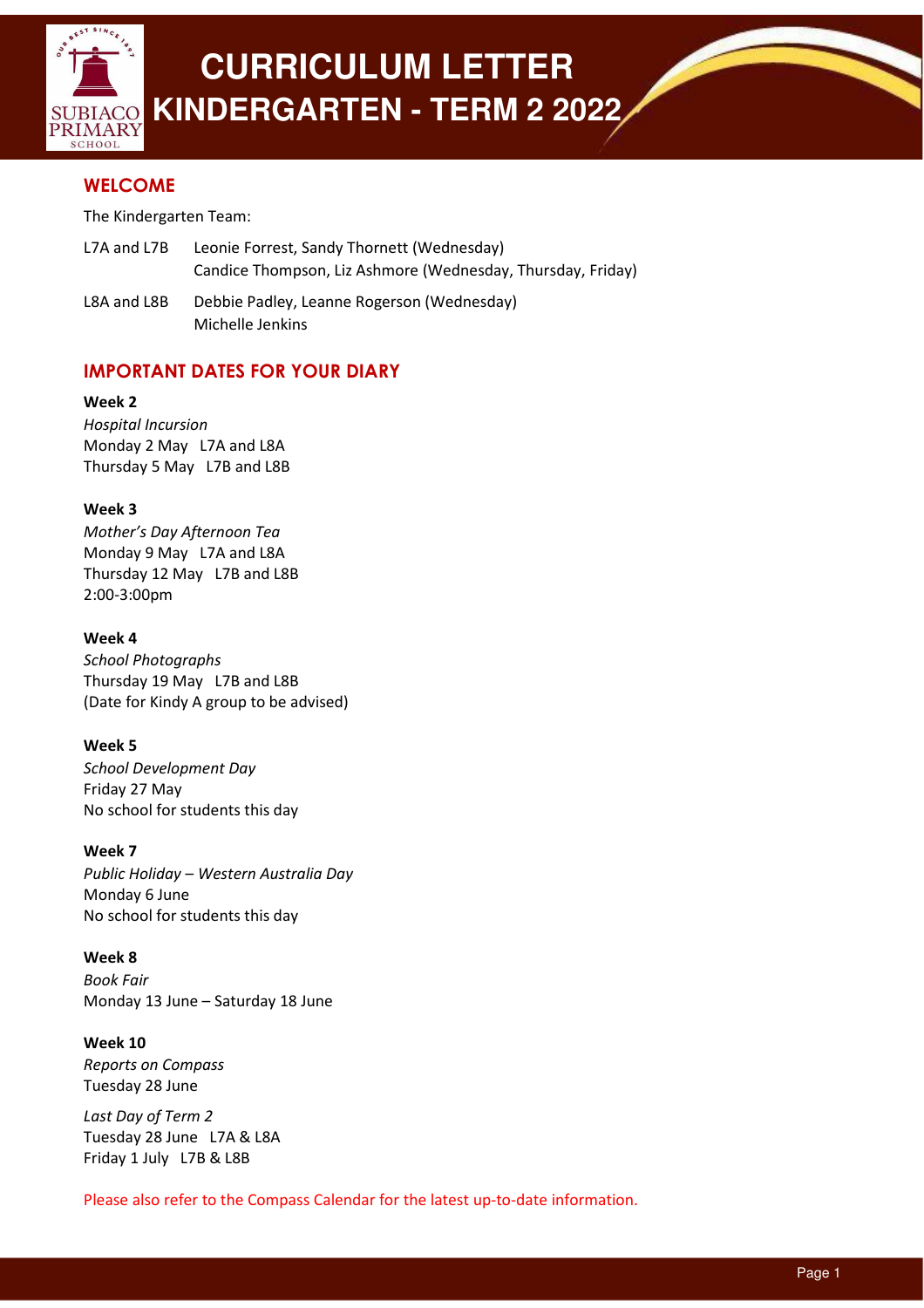# CURRICULUM LETTER
# KINDERGARTEN - TERM 2 2022

## WELCOME

The Kindergarten Team:

L7A and L7B Leonie Forrest, Sandy Thornett (Wednesday)
Candice Thompson, Liz Ashmore (Wednesday, Thursday, Friday)

L8A and L8B Debbie Padley, Leanne Rogerson (Wednesday)
Michelle Jenkins

## IMPORTANT DATES FOR YOUR DIARY

**Week 2**
*Hospital Incursion*
Monday 2 May L7A and L8A
Thursday 5 May L7B and L8B

**Week 3**
*Mother's Day Afternoon Tea*
Monday 9 May L7A and L8A
Thursday 12 May L7B and L8B
2:00-3:00pm

**Week 4**
*School Photographs*
Thursday 19 May L7B and L8B
(Date for Kindy A group to be advised)

**Week 5**
*School Development Day*
Friday 27 May
No school for students this day

**Week 7**
*Public Holiday – Western Australia Day*
Monday 6 June
No school for students this day

**Week 8**
*Book Fair*
Monday 13 June – Saturday 18 June

**Week 10**
*Reports on Compass*
Tuesday 28 June

*Last Day of Term 2*
Tuesday 28 June L7A & L8A
Friday 1 July L7B & L8B

Please also refer to the Compass Calendar for the latest up-to-date information.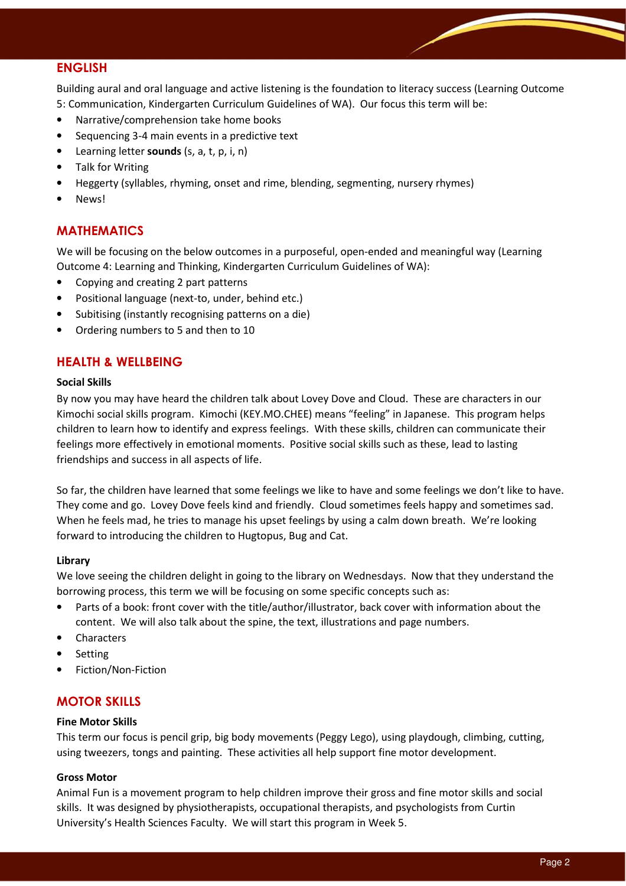## ENGLISH

Building aural and oral language and active listening is the foundation to literacy success (Learning Outcome 5: Communication, Kindergarten Curriculum Guidelines of WA). Our focus this term will be:

- Narrative/comprehension take home books
- Sequencing 3-4 main events in a predictive text
- Learning letter **sounds** (s, a, t, p, i, n)
- Talk for Writing
- Heggerty (syllables, rhyming, onset and rime, blending, segmenting, nursery rhymes)
- News!

## MATHEMATICS

We will be focusing on the below outcomes in a purposeful, open-ended and meaningful way (Learning Outcome 4: Learning and Thinking, Kindergarten Curriculum Guidelines of WA):

- Copying and creating 2 part patterns
- Positional language (next-to, under, behind etc.)
- Subitising (instantly recognising patterns on a die)
- Ordering numbers to 5 and then to 10

## HEALTH & WELLBEING

### Social Skills

By now you may have heard the children talk about Lovey Dove and Cloud. These are characters in our Kimochi social skills program. Kimochi (KEY.MO.CHEE) means "feeling" in Japanese. This program helps children to learn how to identify and express feelings. With these skills, children can communicate their feelings more effectively in emotional moments. Positive social skills such as these, lead to lasting friendships and success in all aspects of life.

So far, the children have learned that some feelings we like to have and some feelings we don't like to have. They come and go. Lovey Dove feels kind and friendly. Cloud sometimes feels happy and sometimes sad. When he feels mad, he tries to manage his upset feelings by using a calm down breath. We're looking forward to introducing the children to Hugtopus, Bug and Cat.

### Library

We love seeing the children delight in going to the library on Wednesdays. Now that they understand the borrowing process, this term we will be focusing on some specific concepts such as:

- Parts of a book: front cover with the title/author/illustrator, back cover with information about the content. We will also talk about the spine, the text, illustrations and page numbers.
- Characters
- Setting
- Fiction/Non-Fiction

## MOTOR SKILLS

### Fine Motor Skills

This term our focus is pencil grip, big body movements (Peggy Lego), using playdough, climbing, cutting, using tweezers, tongs and painting. These activities all help support fine motor development.

### Gross Motor

Animal Fun is a movement program to help children improve their gross and fine motor skills and social skills. It was designed by physiotherapists, occupational therapists, and psychologists from Curtin University's Health Sciences Faculty. We will start this program in Week 5.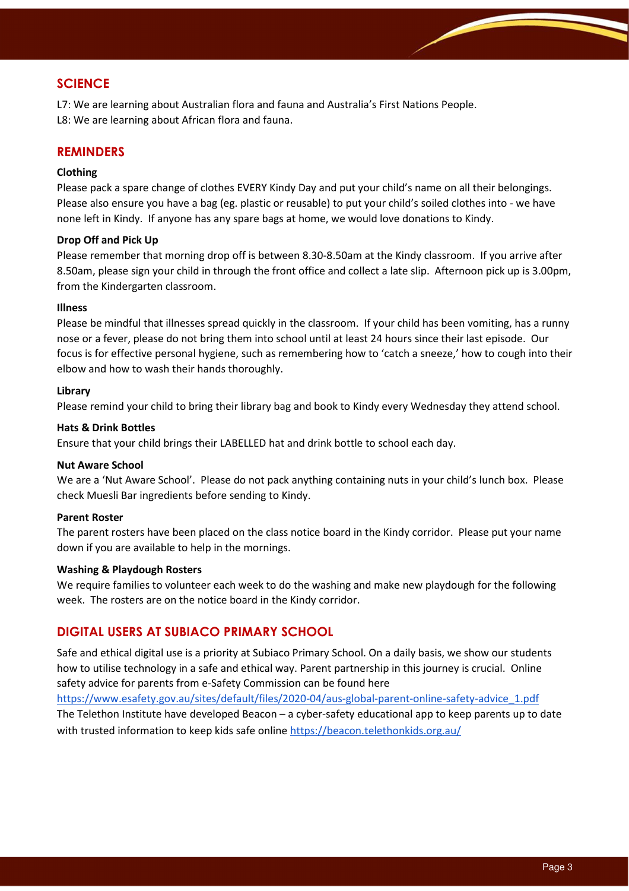## SCIENCE

L7: We are learning about Australian flora and fauna and Australia's First Nations People.
L8: We are learning about African flora and fauna.

## REMINDERS

**Clothing**
Please pack a spare change of clothes EVERY Kindy Day and put your child's name on all their belongings. Please also ensure you have a bag (eg. plastic or reusable) to put your child's soiled clothes into - we have none left in Kindy. If anyone has any spare bags at home, we would love donations to Kindy.

**Drop Off and Pick Up**
Please remember that morning drop off is between 8.30-8.50am at the Kindy classroom. If you arrive after 8.50am, please sign your child in through the front office and collect a late slip. Afternoon pick up is 3.00pm, from the Kindergarten classroom.

**Illness**
Please be mindful that illnesses spread quickly in the classroom. If your child has been vomiting, has a runny nose or a fever, please do not bring them into school until at least 24 hours since their last episode. Our focus is for effective personal hygiene, such as remembering how to 'catch a sneeze,' how to cough into their elbow and how to wash their hands thoroughly.

**Library**
Please remind your child to bring their library bag and book to Kindy every Wednesday they attend school.

**Hats & Drink Bottles**
Ensure that your child brings their LABELLED hat and drink bottle to school each day.

**Nut Aware School**
We are a 'Nut Aware School'. Please do not pack anything containing nuts in your child's lunch box. Please check Muesli Bar ingredients before sending to Kindy.

**Parent Roster**
The parent rosters have been placed on the class notice board in the Kindy corridor. Please put your name down if you are available to help in the mornings.

**Washing & Playdough Rosters**
We require families to volunteer each week to do the washing and make new playdough for the following week. The rosters are on the notice board in the Kindy corridor.

## DIGITAL USERS AT SUBIACO PRIMARY SCHOOL

Safe and ethical digital use is a priority at Subiaco Primary School. On a daily basis, we show our students how to utilise technology in a safe and ethical way. Parent partnership in this journey is crucial. Online safety advice for parents from e-Safety Commission can be found here
https://www.esafety.gov.au/sites/default/files/2020-04/aus-global-parent-online-safety-advice_1.pdf
The Telethon Institute have developed Beacon – a cyber-safety educational app to keep parents up to date with trusted information to keep kids safe online https://beacon.telethonkids.org.au/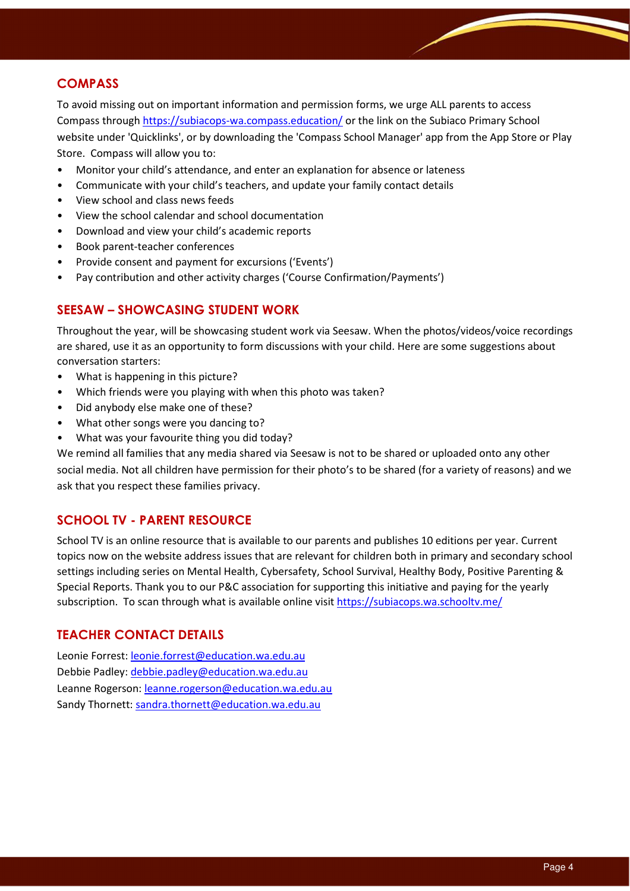## COMPASS

To avoid missing out on important information and permission forms, we urge ALL parents to access Compass through https://subiacops-wa.compass.education/ or the link on the Subiaco Primary School website under 'Quicklinks', or by downloading the 'Compass School Manager' app from the App Store or Play Store. Compass will allow you to:

- Monitor your child's attendance, and enter an explanation for absence or lateness
- Communicate with your child's teachers, and update your family contact details
- View school and class news feeds
- View the school calendar and school documentation
- Download and view your child's academic reports
- Book parent-teacher conferences
- Provide consent and payment for excursions ('Events')
- Pay contribution and other activity charges ('Course Confirmation/Payments')

## SEESAW – SHOWCASING STUDENT WORK

Throughout the year, will be showcasing student work via Seesaw. When the photos/videos/voice recordings are shared, use it as an opportunity to form discussions with your child. Here are some suggestions about conversation starters:

- What is happening in this picture?
- Which friends were you playing with when this photo was taken?
- Did anybody else make one of these?
- What other songs were you dancing to?
- What was your favourite thing you did today?

We remind all families that any media shared via Seesaw is not to be shared or uploaded onto any other social media. Not all children have permission for their photo's to be shared (for a variety of reasons) and we ask that you respect these families privacy.

## SCHOOL TV - PARENT RESOURCE

School TV is an online resource that is available to our parents and publishes 10 editions per year. Current topics now on the website address issues that are relevant for children both in primary and secondary school settings including series on Mental Health, Cybersafety, School Survival, Healthy Body, Positive Parenting & Special Reports. Thank you to our P&C association for supporting this initiative and paying for the yearly subscription. To scan through what is available online visit https://subiacops.wa.schooltv.me/

## TEACHER CONTACT DETAILS

Leonie Forrest: leonie.forrest@education.wa.edu.au
Debbie Padley: debbie.padley@education.wa.edu.au
Leanne Rogerson: leanne.rogerson@education.wa.edu.au
Sandy Thornett: sandra.thornett@education.wa.edu.au